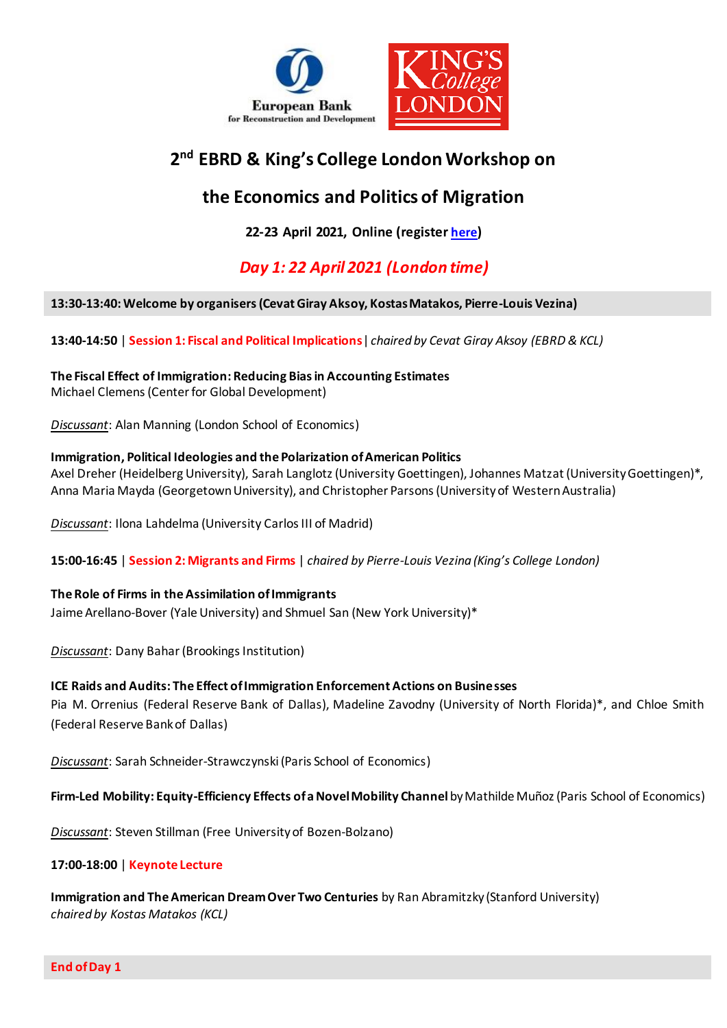European Bank for Reconstruction and Development

KING'S College LONDON

# 2nd EBRD & King's College London Workshop on the Economics and Politics of Migration

**22-23 April 2021, Online (register [here](#))**

## *Day 1: 22 April 2021 (London time)*

**13:30-13:40: Welcome by organisers (Cevat Giray Aksoy, Kostas Matakos, Pierre-Louis Vezina)**

**13:40-14:50** | **Session 1: Fiscal and Political Implications** | *chaired by Cevat Giray Aksoy (EBRD & KCL)*

**The Fiscal Effect of Immigration: Reducing Bias in Accounting Estimates**
Michael Clemens (Center for Global Development)

*Discussant*: Alan Manning (London School of Economics)

**Immigration, Political Ideologies and the Polarization of American Politics**
Axel Dreher (Heidelberg University), Sarah Langlotz (University Goettingen), Johannes Matzat (University Goettingen)*, Anna Maria Mayda (Georgetown University), and Christopher Parsons (University of Western Australia)

*Discussant*: Ilona Lahdelma (University Carlos III of Madrid)

**15:00-16:45** | **Session 2: Migrants and Firms** | *chaired by Pierre-Louis Vezina (King's College London)*

**The Role of Firms in the Assimilation of Immigrants**
Jaime Arellano-Bover (Yale University) and Shmuel San (New York University)*

*Discussant*: Dany Bahar (Brookings Institution)

**ICE Raids and Audits: The Effect of Immigration Enforcement Actions on Businesses**
Pia M. Orrenius (Federal Reserve Bank of Dallas), Madeline Zavodny (University of North Florida)*, and Chloe Smith (Federal Reserve Bank of Dallas)

*Discussant*: Sarah Schneider-Strawczynski (Paris School of Economics)

**Firm-Led Mobility: Equity-Efficiency Effects of a Novel Mobility Channel** by Mathilde Muñoz (Paris School of Economics)

*Discussant*: Steven Stillman (Free University of Bozen-Bolzano)

**17:00-18:00** | **Keynote Lecture**

**Immigration and The American Dream Over Two Centuries** by Ran Abramitzky (Stanford University)
*chaired by Kostas Matakos (KCL)*

**End of Day 1**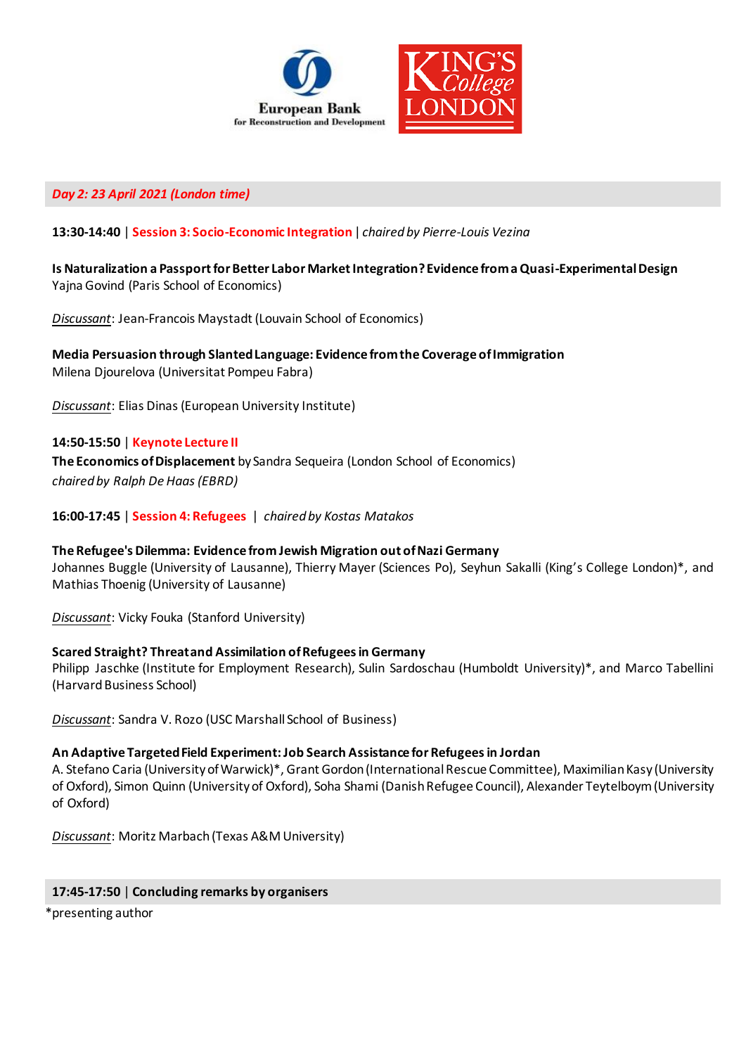European Bank for Reconstruction and Development

KING'S College LONDON

## *Day 2: 23 April 2021 (London time)*

**13:30-14:40** | **Session 3: Socio-Economic Integration** | *chaired by Pierre-Louis Vezina*

**Is Naturalization a Passport for Better Labor Market Integration? Evidence from a Quasi-Experimental Design**
Yajna Govind (Paris School of Economics)

*Discussant*: Jean-Francois Maystadt (Louvain School of Economics)

**Media Persuasion through Slanted Language: Evidence from the Coverage of Immigration**
Milena Djourelova (Universitat Pompeu Fabra)

*Discussant*: Elias Dinas (European University Institute)

**14:50-15:50** | **Keynote Lecture II**
**The Economics of Displacement** by Sandra Sequeira (London School of Economics)
*chaired by Ralph De Haas (EBRD)*

**16:00-17:45** | **Session 4: Refugees** | *chaired by Kostas Matakos*

**The Refugee's Dilemma: Evidence from Jewish Migration out of Nazi Germany**
Johannes Buggle (University of Lausanne), Thierry Mayer (Sciences Po), Seyhun Sakalli (King's College London)*, and Mathias Thoenig (University of Lausanne)

*Discussant*: Vicky Fouka (Stanford University)

**Scared Straight? Threat and Assimilation of Refugees in Germany**
Philipp Jaschke (Institute for Employment Research), Sulin Sardoschau (Humboldt University)*, and Marco Tabellini (Harvard Business School)

*Discussant*: Sandra V. Rozo (USC Marshall School of Business)

**An Adaptive Targeted Field Experiment: Job Search Assistance for Refugees in Jordan**
A. Stefano Caria (University of Warwick)*, Grant Gordon (International Rescue Committee), Maximilian Kasy (University of Oxford), Simon Quinn (University of Oxford), Soha Shami (Danish Refugee Council), Alexander Teytelboym (University of Oxford)

*Discussant*: Moritz Marbach (Texas A&M University)

**17:45-17:50** | **Concluding remarks by organisers**

*presenting author